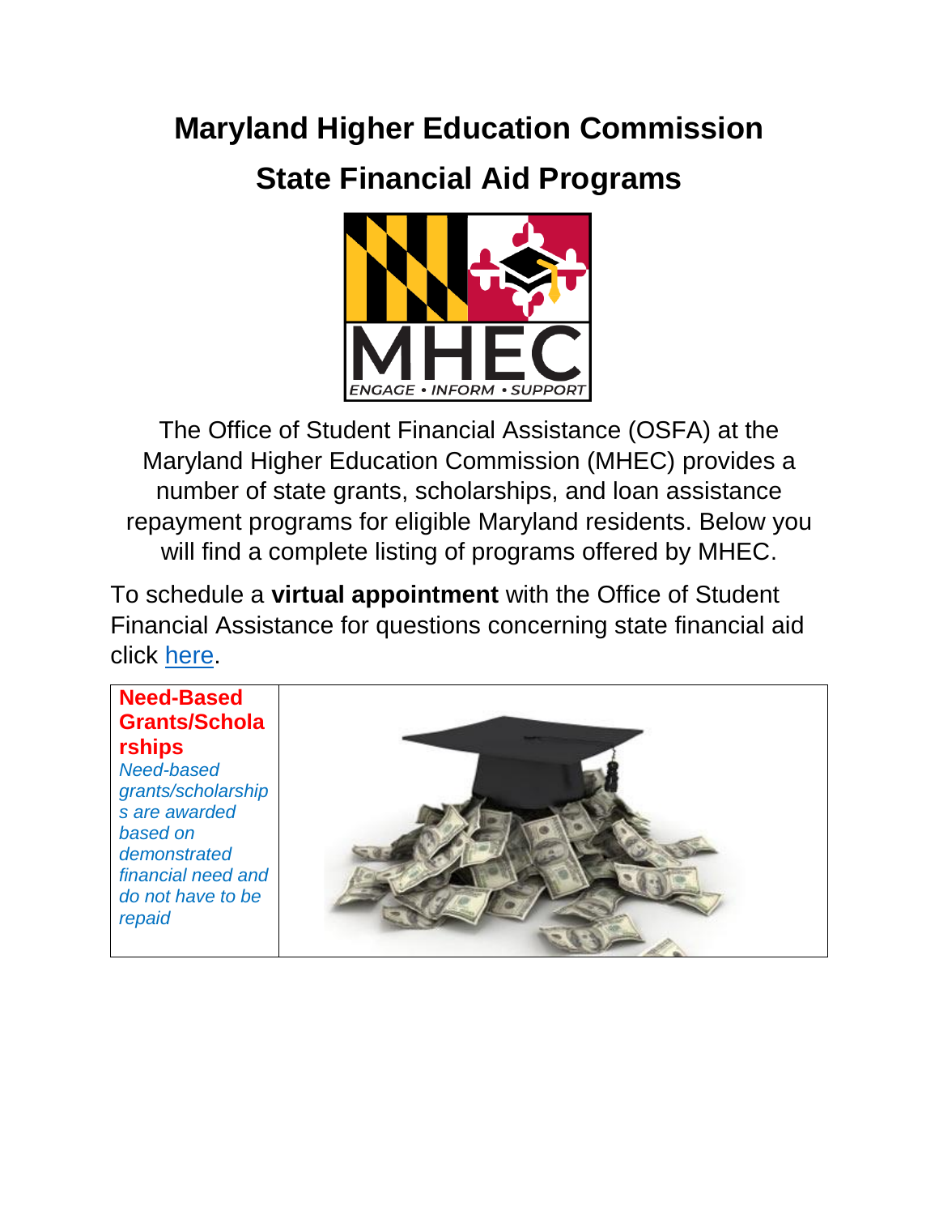# Maryland Higher Education Commission

## State Financial Aid Programs

The Office of Student Financial Assistance (OSFA) at the Maryland Higher Education Commission (MHEC) provides a number of state grants, scholarships, and loan assistance repayment programs for eligible Maryland residents. Below you will find a complete listing of programs offered by MHEC.

To schedule a **virtual appointment** with the Office of Student Financial Assistance for questions concerning state financial aid click here.

| | |
|---|---|
| **Need-Based Grants/Scholarships**<br>*Need-based grants/scholarships are awarded based on demonstrated financial need and do not have to be repaid* | |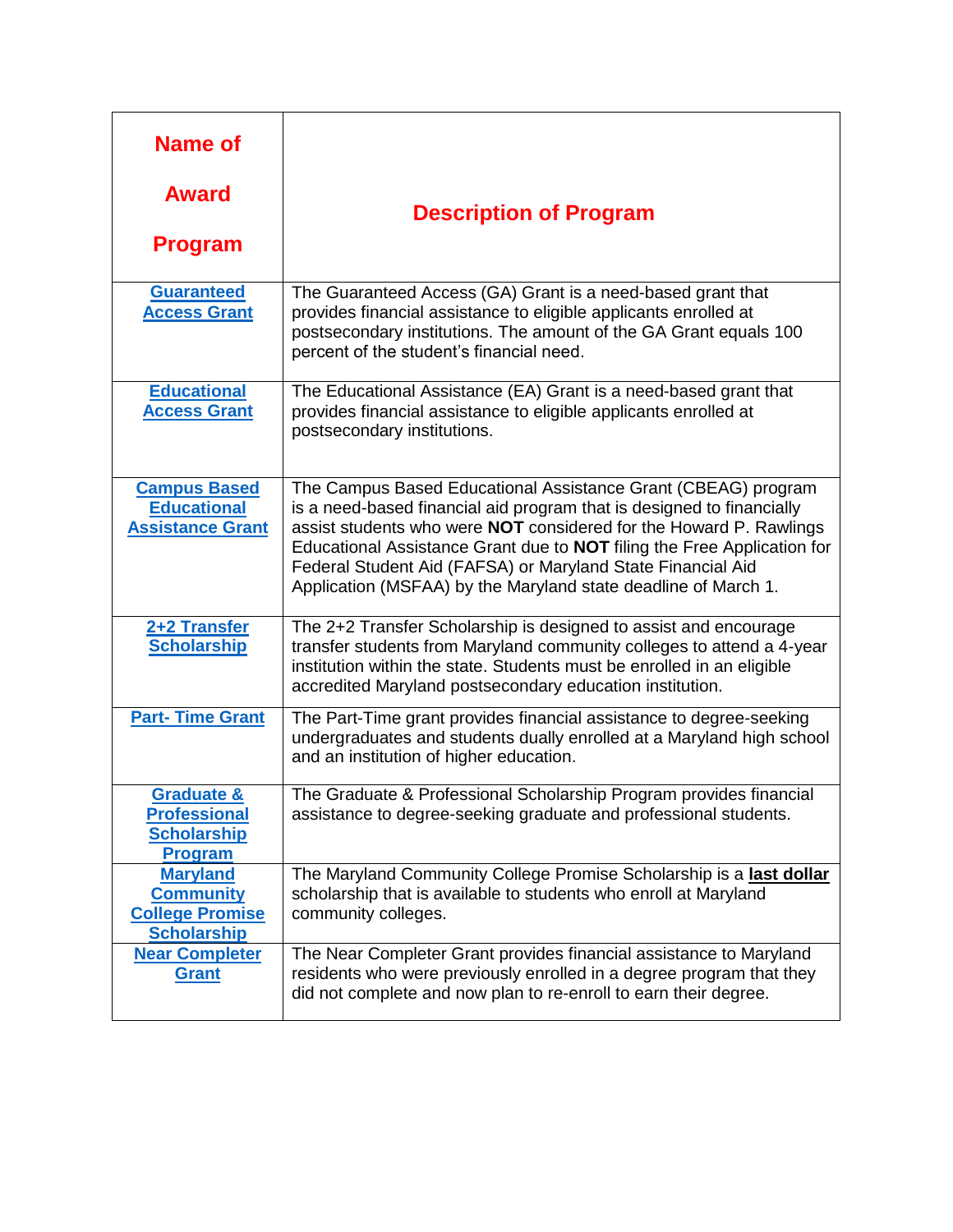| Name of Award Program | Description of Program |
| --- | --- |
| Guaranteed Access Grant | The Guaranteed Access (GA) Grant is a need-based grant that provides financial assistance to eligible applicants enrolled at postsecondary institutions. The amount of the GA Grant equals 100 percent of the student's financial need. |
| Educational Access Grant | The Educational Assistance (EA) Grant is a need-based grant that provides financial assistance to eligible applicants enrolled at postsecondary institutions. |
| Campus Based Educational Assistance Grant | The Campus Based Educational Assistance Grant (CBEAG) program is a need-based financial aid program that is designed to financially assist students who were **NOT** considered for the Howard P. Rawlings Educational Assistance Grant due to **NOT** filing the Free Application for Federal Student Aid (FAFSA) or Maryland State Financial Aid Application (MSFAA) by the Maryland state deadline of March 1. |
| 2+2 Transfer Scholarship | The 2+2 Transfer Scholarship is designed to assist and encourage transfer students from Maryland community colleges to attend a 4-year institution within the state. Students must be enrolled in an eligible accredited Maryland postsecondary education institution. |
| Part- Time Grant | The Part-Time grant provides financial assistance to degree-seeking undergraduates and students dually enrolled at a Maryland high school and an institution of higher education. |
| Graduate & Professional Scholarship Program | The Graduate & Professional Scholarship Program provides financial assistance to degree-seeking graduate and professional students. |
| Maryland Community College Promise Scholarship | The Maryland Community College Promise Scholarship is a **last dollar** scholarship that is available to students who enroll at Maryland community colleges. |
| Near Completer Grant | The Near Completer Grant provides financial assistance to Maryland residents who were previously enrolled in a degree program that they did not complete and now plan to re-enroll to earn their degree. |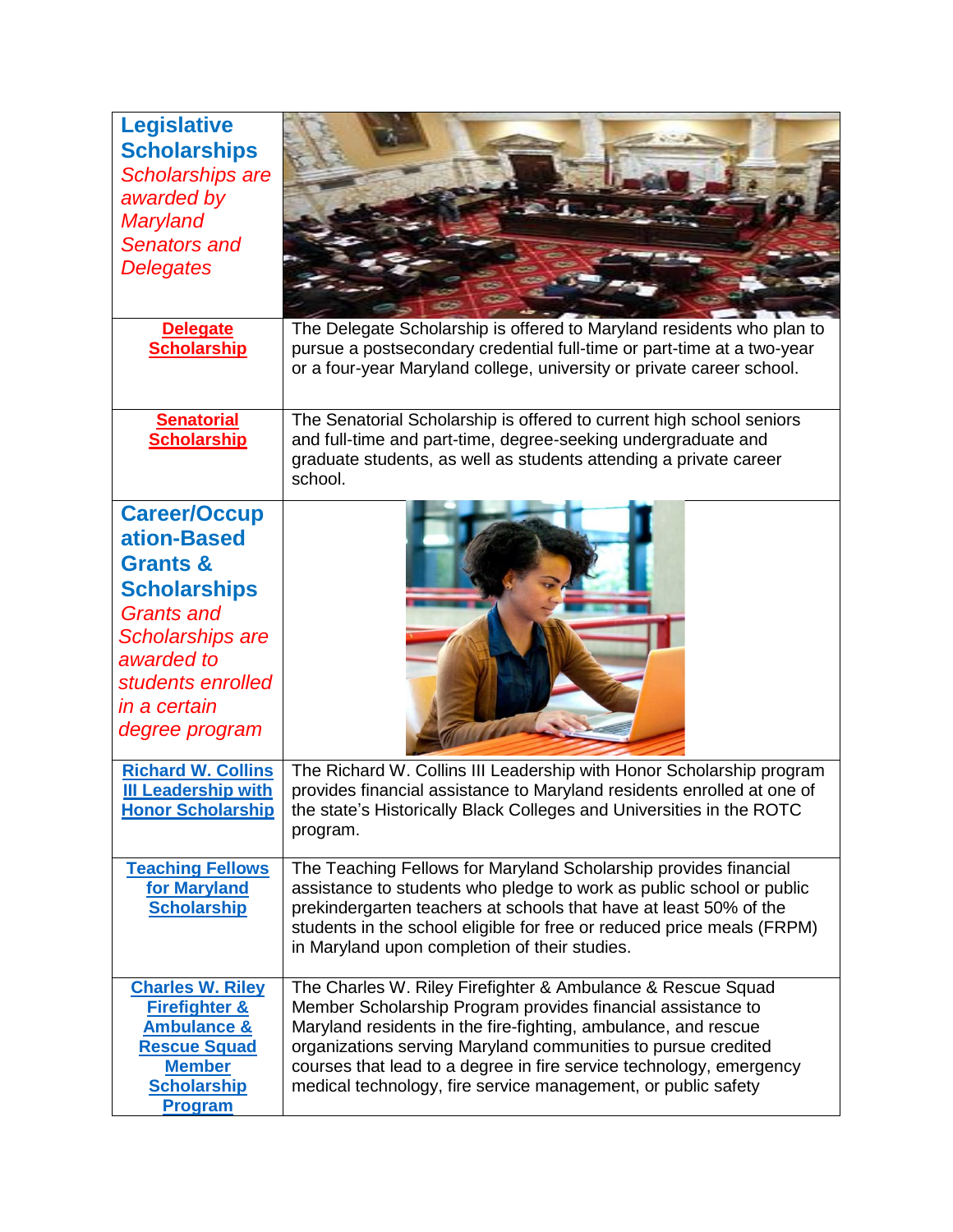| | |
|---|---|
| **Legislative Scholarships** *Scholarships are awarded by Maryland Senators and Delegates* | |
| **Delegate Scholarship** | The Delegate Scholarship is offered to Maryland residents who plan to pursue a postsecondary credential full-time or part-time at a two-year or a four-year Maryland college, university or private career school. |
| **Senatorial Scholarship** | The Senatorial Scholarship is offered to current high school seniors and full-time and part-time, degree-seeking undergraduate and graduate students, as well as students attending a private career school. |
| **Career/Occupation-Based Grants & Scholarships** *Grants and Scholarships are awarded to students enrolled in a certain degree program* | |
| **Richard W. Collins III Leadership with Honor Scholarship** | The Richard W. Collins III Leadership with Honor Scholarship program provides financial assistance to Maryland residents enrolled at one of the state's Historically Black Colleges and Universities in the ROTC program. |
| **Teaching Fellows for Maryland Scholarship** | The Teaching Fellows for Maryland Scholarship provides financial assistance to students who pledge to work as public school or public prekindergarten teachers at schools that have at least 50% of the students in the school eligible for free or reduced price meals (FRPM) in Maryland upon completion of their studies. |
| **Charles W. Riley Firefighter & Ambulance & Rescue Squad Member Scholarship Program** | The Charles W. Riley Firefighter & Ambulance & Rescue Squad Member Scholarship Program provides financial assistance to Maryland residents in the fire-fighting, ambulance, and rescue organizations serving Maryland communities to pursue credited courses that lead to a degree in fire service technology, emergency medical technology, fire service management, or public safety |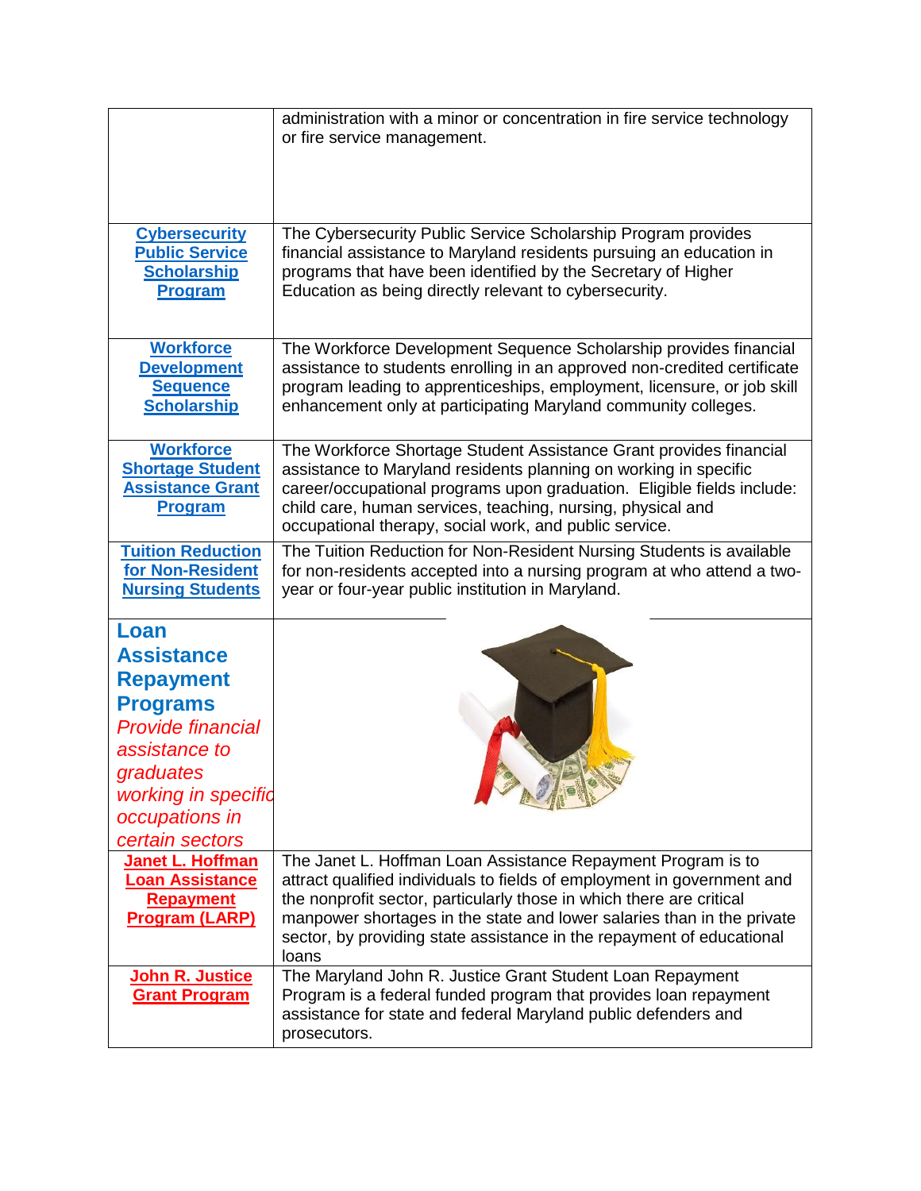| | |
|---|---|
| | administration with a minor or concentration in fire service technology or fire service management. |
| **Cybersecurity Public Service Scholarship Program** | The Cybersecurity Public Service Scholarship Program provides financial assistance to Maryland residents pursuing an education in programs that have been identified by the Secretary of Higher Education as being directly relevant to cybersecurity. |
| **Workforce Development Sequence Scholarship** | The Workforce Development Sequence Scholarship provides financial assistance to students enrolling in an approved non-credited certificate program leading to apprenticeships, employment, licensure, or job skill enhancement only at participating Maryland community colleges. |
| **Workforce Shortage Student Assistance Grant Program** | The Workforce Shortage Student Assistance Grant provides financial assistance to Maryland residents planning on working in specific career/occupational programs upon graduation. Eligible fields include: child care, human services, teaching, nursing, physical and occupational therapy, social work, and public service. |
| **Tuition Reduction for Non-Resident Nursing Students** | The Tuition Reduction for Non-Resident Nursing Students is available for non-residents accepted into a nursing program at who attend a two-year or four-year public institution in Maryland. |
| **Loan Assistance Repayment Programs** *Provide financial assistance to graduates working in specific occupations in certain sectors* | |
| **Janet L. Hoffman Loan Assistance Repayment Program (LARP)** | The Janet L. Hoffman Loan Assistance Repayment Program is to attract qualified individuals to fields of employment in government and the nonprofit sector, particularly those in which there are critical manpower shortages in the state and lower salaries than in the private sector, by providing state assistance in the repayment of educational loans |
| **John R. Justice Grant Program** | The Maryland John R. Justice Grant Student Loan Repayment Program is a federal funded program that provides loan repayment assistance for state and federal Maryland public defenders and prosecutors. |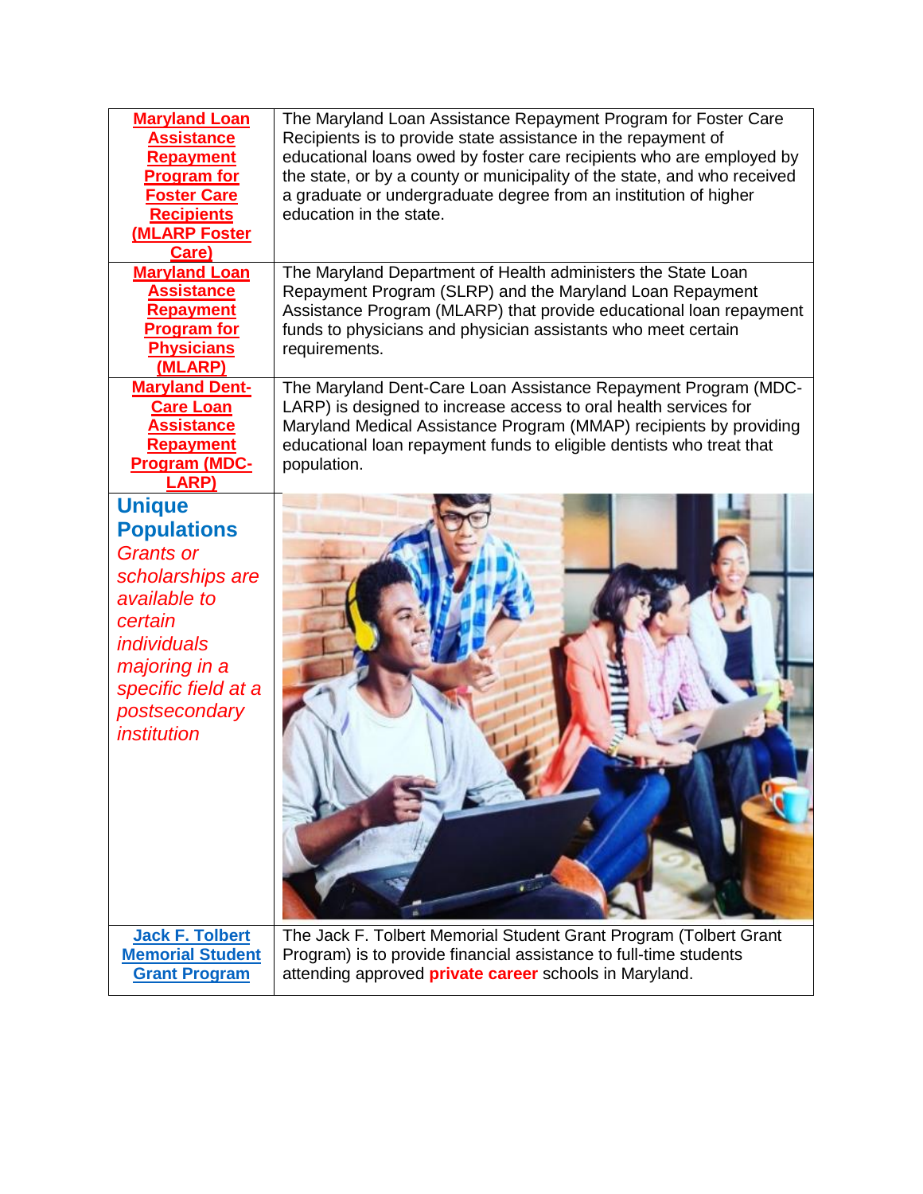| | |
|---|---|
| **Maryland Loan Assistance Repayment Program for Foster Care Recipients (MLARP Foster Care)** | The Maryland Loan Assistance Repayment Program for Foster Care Recipients is to provide state assistance in the repayment of educational loans owed by foster care recipients who are employed by the state, or by a county or municipality of the state, and who received a graduate or undergraduate degree from an institution of higher education in the state. |
| **Maryland Loan Assistance Repayment Program for Physicians (MLARP)** | The Maryland Department of Health administers the State Loan Repayment Program (SLRP) and the Maryland Loan Repayment Assistance Program (MLARP) that provide educational loan repayment funds to physicians and physician assistants who meet certain requirements. |
| **Maryland Dent-Care Loan Assistance Repayment Program (MDC-LARP)** | The Maryland Dent-Care Loan Assistance Repayment Program (MDC-LARP) is designed to increase access to oral health services for Maryland Medical Assistance Program (MMAP) recipients by providing educational loan repayment funds to eligible dentists who treat that population. |
| **Unique Populations** *Grants or scholarships are available to certain individuals majoring in a specific field at a postsecondary institution* | |
| **Jack F. Tolbert Memorial Student Grant Program** | The Jack F. Tolbert Memorial Student Grant Program (Tolbert Grant Program) is to provide financial assistance to full-time students attending approved **private career** schools in Maryland. |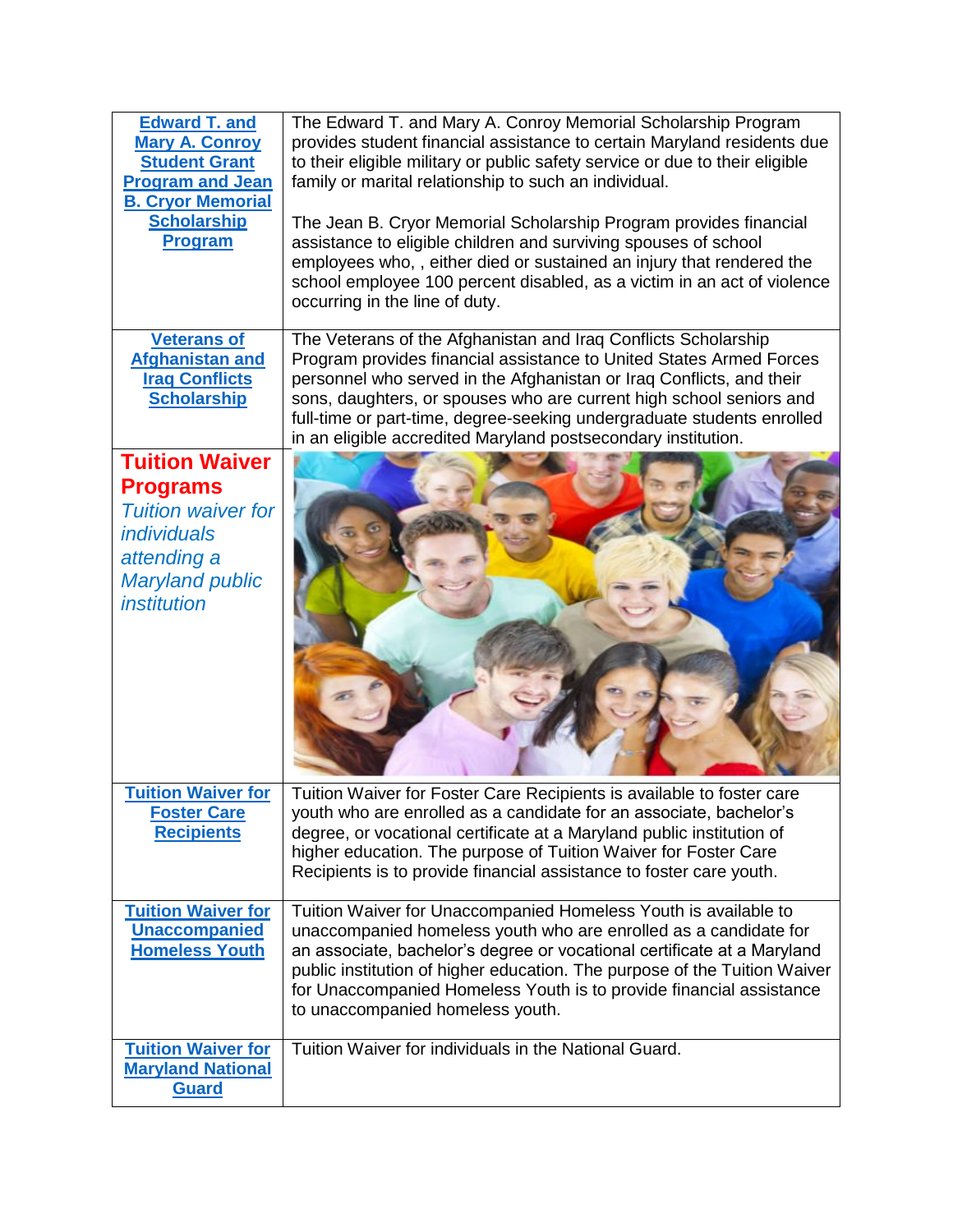| | |
|---|---|
| **Edward T. and Mary A. Conroy Student Grant Program and Jean B. Cryor Memorial Scholarship Program** | The Edward T. and Mary A. Conroy Memorial Scholarship Program provides student financial assistance to certain Maryland residents due to their eligible military or public safety service or due to their eligible family or marital relationship to such an individual.<br><br>The Jean B. Cryor Memorial Scholarship Program provides financial assistance to eligible children and surviving spouses of school employees who, , either died or sustained an injury that rendered the school employee 100 percent disabled, as a victim in an act of violence occurring in the line of duty. |
| **Veterans of Afghanistan and Iraq Conflicts Scholarship** | The Veterans of the Afghanistan and Iraq Conflicts Scholarship Program provides financial assistance to United States Armed Forces personnel who served in the Afghanistan or Iraq Conflicts, and their sons, daughters, or spouses who are current high school seniors and full-time or part-time, degree-seeking undergraduate students enrolled in an eligible accredited Maryland postsecondary institution. |
| **Tuition Waiver Programs**<br>*Tuition waiver for individuals attending a Maryland public institution* | |
| **Tuition Waiver for Foster Care Recipients** | Tuition Waiver for Foster Care Recipients is available to foster care youth who are enrolled as a candidate for an associate, bachelor's degree, or vocational certificate at a Maryland public institution of higher education. The purpose of Tuition Waiver for Foster Care Recipients is to provide financial assistance to foster care youth. |
| **Tuition Waiver for Unaccompanied Homeless Youth** | Tuition Waiver for Unaccompanied Homeless Youth is available to unaccompanied homeless youth who are enrolled as a candidate for an associate, bachelor's degree or vocational certificate at a Maryland public institution of higher education. The purpose of the Tuition Waiver for Unaccompanied Homeless Youth is to provide financial assistance to unaccompanied homeless youth. |
| **Tuition Waiver for Maryland National Guard** | Tuition Waiver for individuals in the National Guard. |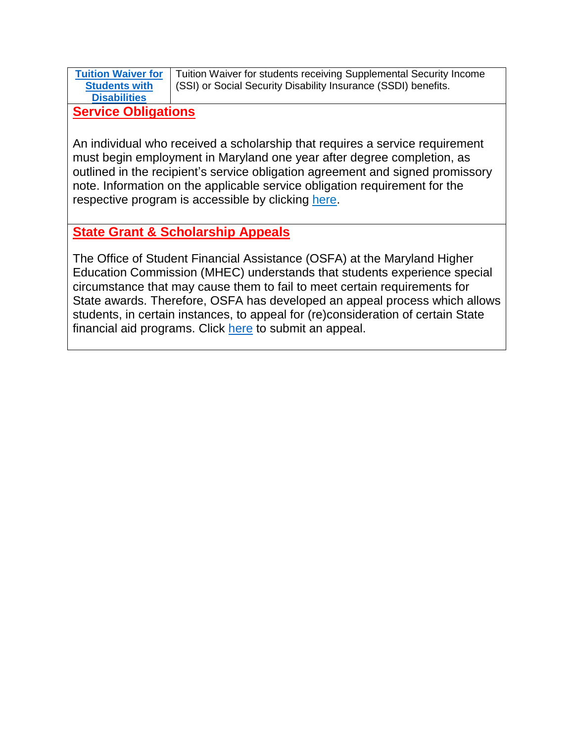| | |
|---|---|
| **Tuition Waiver for Students with Disabilities** | Tuition Waiver for students receiving Supplemental Security Income (SSI) or Social Security Disability Insurance (SSDI) benefits. |

## Service Obligations

An individual who received a scholarship that requires a service requirement must begin employment in Maryland one year after degree completion, as outlined in the recipient's service obligation agreement and signed promissory note. Information on the applicable service obligation requirement for the respective program is accessible by clicking here.

## State Grant & Scholarship Appeals

The Office of Student Financial Assistance (OSFA) at the Maryland Higher Education Commission (MHEC) understands that students experience special circumstance that may cause them to fail to meet certain requirements for State awards. Therefore, OSFA has developed an appeal process which allows students, in certain instances, to appeal for (re)consideration of certain State financial aid programs. Click here to submit an appeal.